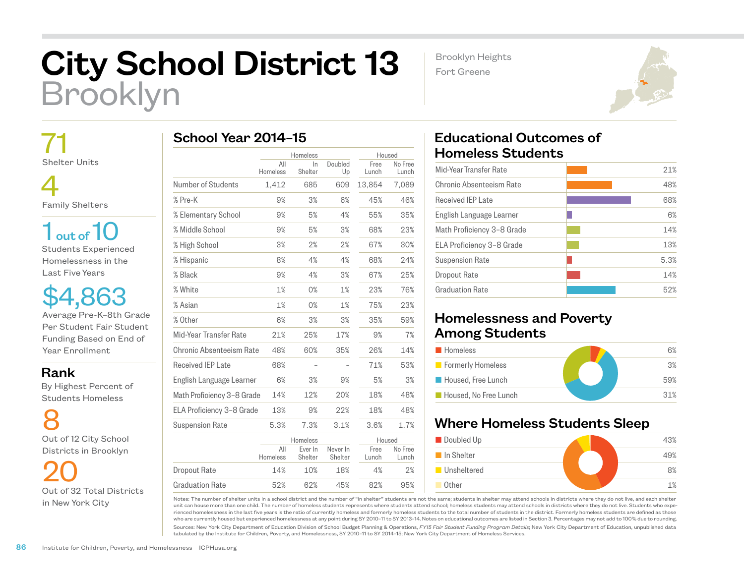# City School District 13
## Brooklyn

Brooklyn Heights
Fort Greene

**71**
Shelter Units

**4**
Family Shelters

**1 out of 10**
Students Experienced Homelessness in the Last Five Years

**$4,863**
Average Pre-K–8th Grade Per Student Fair Student Funding Based on End of Year Enrollment

## Rank
By Highest Percent of Students Homeless

**8**
Out of 12 City School Districts in Brooklyn

**20**
Out of 32 Total Districts in New York City

## School Year 2014–15

| | Homeless | | | Housed | |
|---|---|---|---|---|---|
| | All Homeless | In Shelter | Doubled Up | Free Lunch | No Free Lunch |
| Number of Students | 1,412 | 685 | 609 | 13,854 | 7,089 |
| % Pre-K | 9% | 3% | 6% | 45% | 46% |
| % Elementary School | 9% | 5% | 4% | 55% | 35% |
| % Middle School | 9% | 5% | 3% | 68% | 23% |
| % High School | 3% | 2% | 2% | 67% | 30% |
| % Hispanic | 8% | 4% | 4% | 68% | 24% |
| % Black | 9% | 4% | 3% | 67% | 25% |
| % White | 1% | 0% | 1% | 23% | 76% |
| % Asian | 1% | 0% | 1% | 75% | 23% |
| % Other | 6% | 3% | 3% | 35% | 59% |
| Mid-Year Transfer Rate | 21% | 25% | 17% | 9% | 7% |
| Chronic Absenteeism Rate | 48% | 60% | 35% | 26% | 14% |
| Received IEP Late | 68% | – | – | 71% | 53% |
| English Language Learner | 6% | 3% | 9% | 5% | 3% |
| Math Proficiency 3–8 Grade | 14% | 12% | 20% | 18% | 48% |
| ELA Proficiency 3–8 Grade | 13% | 9% | 22% | 18% | 48% |
| Suspension Rate | 5.3% | 7.3% | 3.1% | 3.6% | 1.7% |

| | Homeless | | | Housed | |
|---|---|---|---|---|---|
| | All Homeless | Ever In Shelter | Never In Shelter | Free Lunch | No Free Lunch |
| Dropout Rate | 14% | 10% | 18% | 4% | 2% |
| Graduation Rate | 52% | 62% | 45% | 82% | 95% |

## Educational Outcomes of Homeless Students

| Outcome | Rate |
|---|---|
| Mid-Year Transfer Rate | 21% |
| Chronic Absenteeism Rate | 48% |
| Received IEP Late | 68% |
| English Language Learner | 6% |
| Math Proficiency 3–8 Grade | 14% |
| ELA Proficiency 3–8 Grade | 13% |
| Suspension Rate | 5.3% |
| Dropout Rate | 14% |
| Graduation Rate | 52% |

## Homelessness and Poverty Among Students

| Category | Percent |
|---|---|
| Homeless | 6% |
| Formerly Homeless | 3% |
| Housed, Free Lunch | 59% |
| Housed, No Free Lunch | 31% |

## Where Homeless Students Sleep

| Category | Percent |
|---|---|
| Doubled Up | 43% |
| In Shelter | 49% |
| Unsheltered | 8% |
| Other | 1% |

Notes: The number of shelter units in a school district and the number of "in shelter" students are not the same; students in shelter may attend schools in districts where they do not live, and each shelter unit can house more than one child. The number of homeless students represents where students attend school; homeless students may attend schools in districts where they do not live. Students who experienced homelessness in the last five years is the ratio of currently homeless and formerly homeless students to the total number of students in the district. Formerly homeless students are defined as those who are currently housed but experienced homelessness at any point during SY 2010–11 to SY 2013–14. Notes on educational outcomes are listed in Section 3. Percentages may not add to 100% due to rounding.

Sources: New York City Department of Education Division of School Budget Planning & Operations, *FY15 Fair Student Funding Program Details*; New York City Department of Education, unpublished data tabulated by the Institute for Children, Poverty, and Homelessness, SY 2010–11 to SY 2014–15; New York City Department of Homeless Services.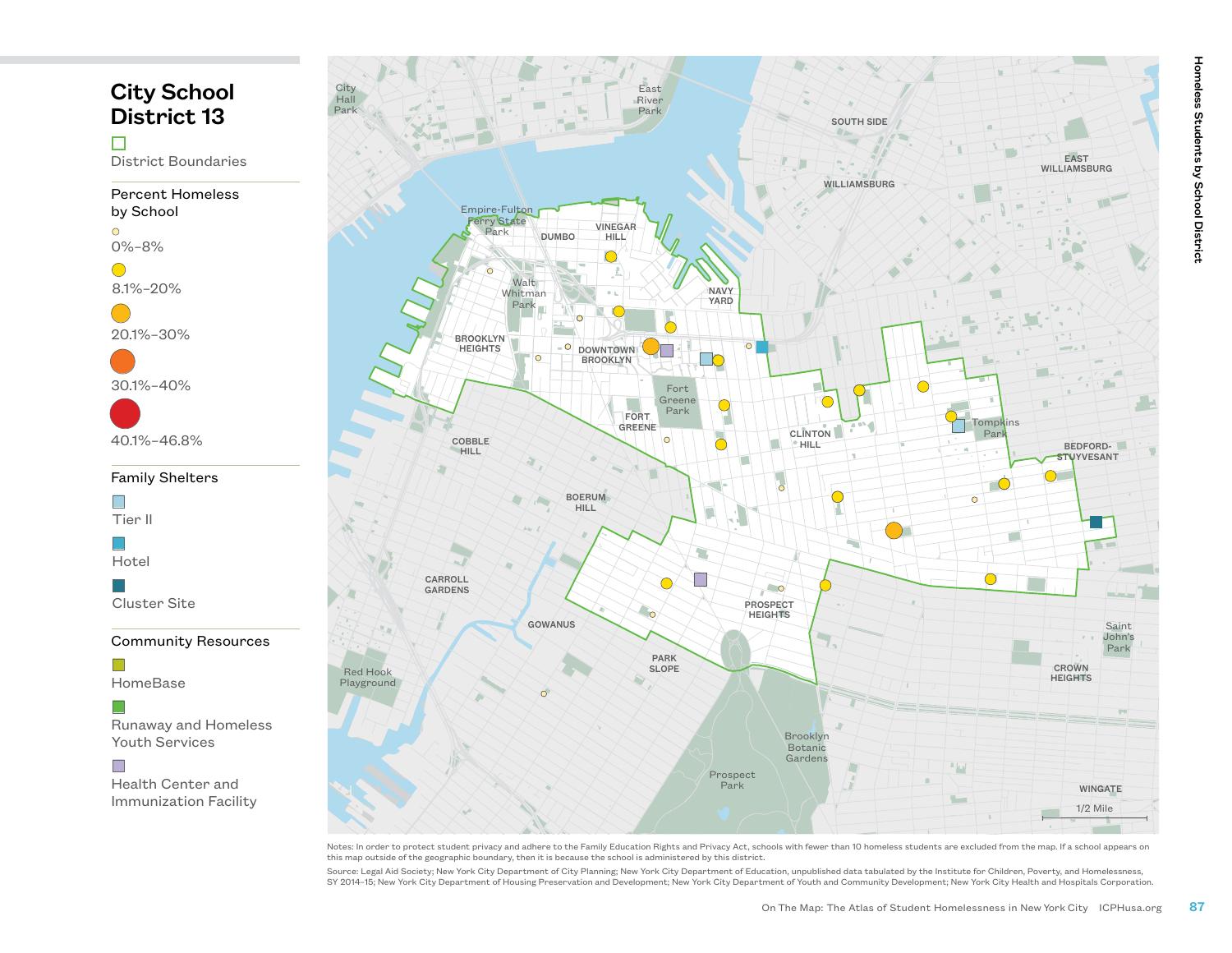# City School District 13

District Boundaries

Percent Homeless by School

0%–8%

8.1%–20%

20.1%–30%

30.1%–40%

40.1%–46.8%

Family Shelters

Tier II

Hotel

Cluster Site

Community Resources

HomeBase

Runaway and Homeless Youth Services

Health Center and Immunization Facility

City Hall Park

East River Park

SOUTH SIDE

WILLIAMSBURG

EAST WILLIAMSBURG

Empire-Fulton Ferry State Park

DUMBO

VINEGAR HILL

NAVY YARD

Walt Whitman Park

BROOKLYN HEIGHTS

DOWNTOWN BROOKLYN

Fort Greene Park

FORT GREENE

CLINTON HILL

Tompkins Park

BEDFORD-STUYVESANT

COBBLE HILL

BOERUM HILL

CARROLL GARDENS

GOWANUS

PROSPECT HEIGHTS

PARK SLOPE

Saint John's Park

CROWN HEIGHTS

Red Hook Playground

Brooklyn Botanic Gardens

Prospect Park

WINGATE

1/2 Mile

Notes: In order to protect student privacy and adhere to the Family Education Rights and Privacy Act, schools with fewer than 10 homeless students are excluded from the map. If a school appears on this map outside of the geographic boundary, then it is because the school is administered by this district.

Source: Legal Aid Society; New York City Department of City Planning; New York City Department of Education, unpublished data tabulated by the Institute for Children, Poverty, and Homelessness, SY 2014–15; New York City Department of Housing Preservation and Development; New York City Department of Youth and Community Development; New York City Health and Hospitals Corporation.